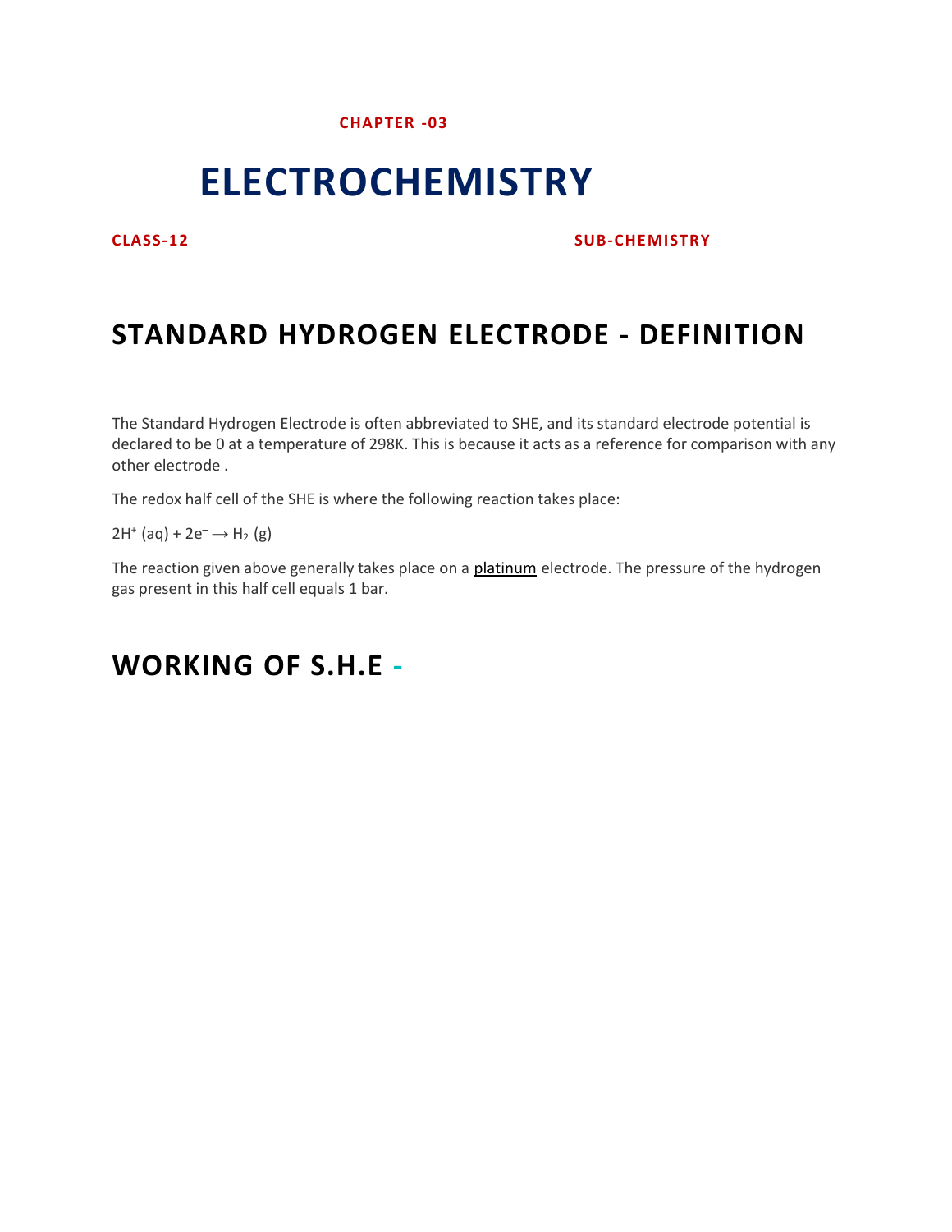**CHAPTER -03**

# ELECTROCHEMISTRY

**CLASS-12** **SUB-CHEMISTRY**

## STANDARD HYDROGEN ELECTRODE - DEFINITION

The Standard Hydrogen Electrode is often abbreviated to SHE, and its standard electrode potential is declared to be 0 at a temperature of 298K. This is because it acts as a reference for comparison with any other electrode .

The redox half cell of the SHE is where the following reaction takes place:

$2H^+ (aq) + 2e^- \longrightarrow H_2 (g)$

The reaction given above generally takes place on a platinum electrode. The pressure of the hydrogen gas present in this half cell equals 1 bar.

## WORKING OF S.H.E -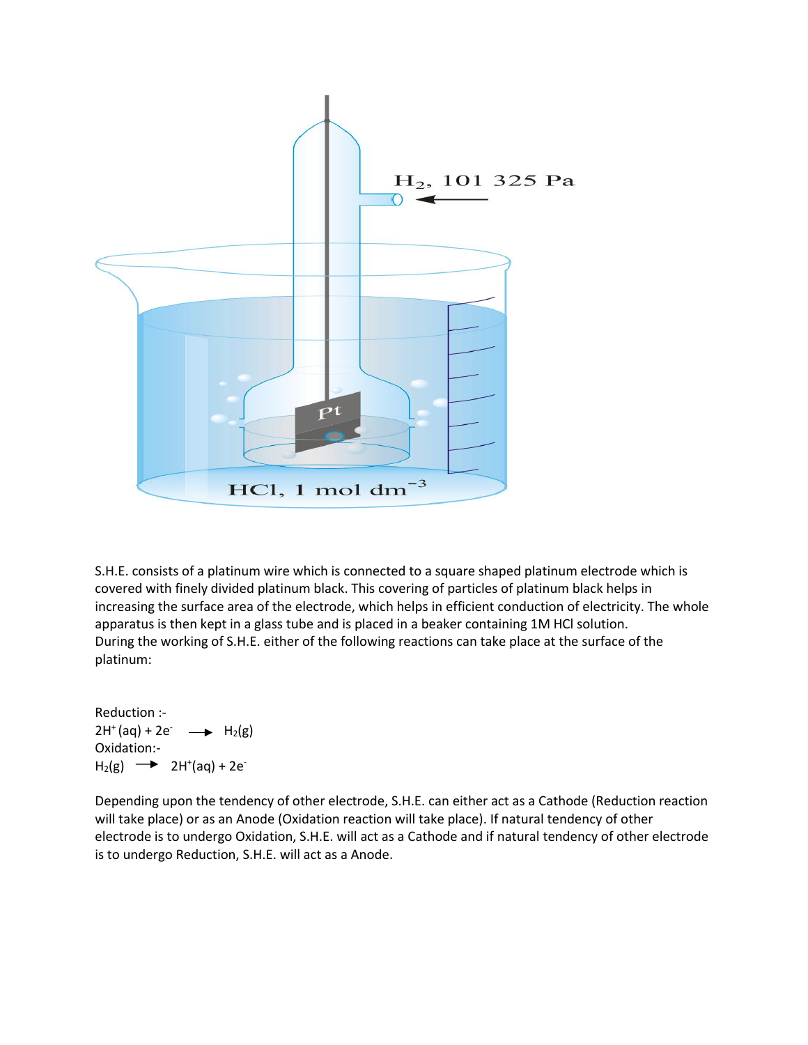S.H.E. consists of a platinum wire which is connected to a square shaped platinum electrode which is covered with finely divided platinum black. This covering of particles of platinum black helps in increasing the surface area of the electrode, which helps in efficient conduction of electricity. The whole apparatus is then kept in a glass tube and is placed in a beaker containing 1M HCl solution.
During the working of S.H.E. either of the following reactions can take place at the surface of the platinum:

Reduction :-
$2H^{+}(aq) + 2e^{-} \longrightarrow H_2(g)$
Oxidation:-
$H_2(g) \longrightarrow 2H^{+}(aq) + 2e^{-}$

Depending upon the tendency of other electrode, S.H.E. can either act as a Cathode (Reduction reaction will take place) or as an Anode (Oxidation reaction will take place). If natural tendency of other electrode is to undergo Oxidation, S.H.E. will act as a Cathode and if natural tendency of other electrode is to undergo Reduction, S.H.E. will act as a Anode.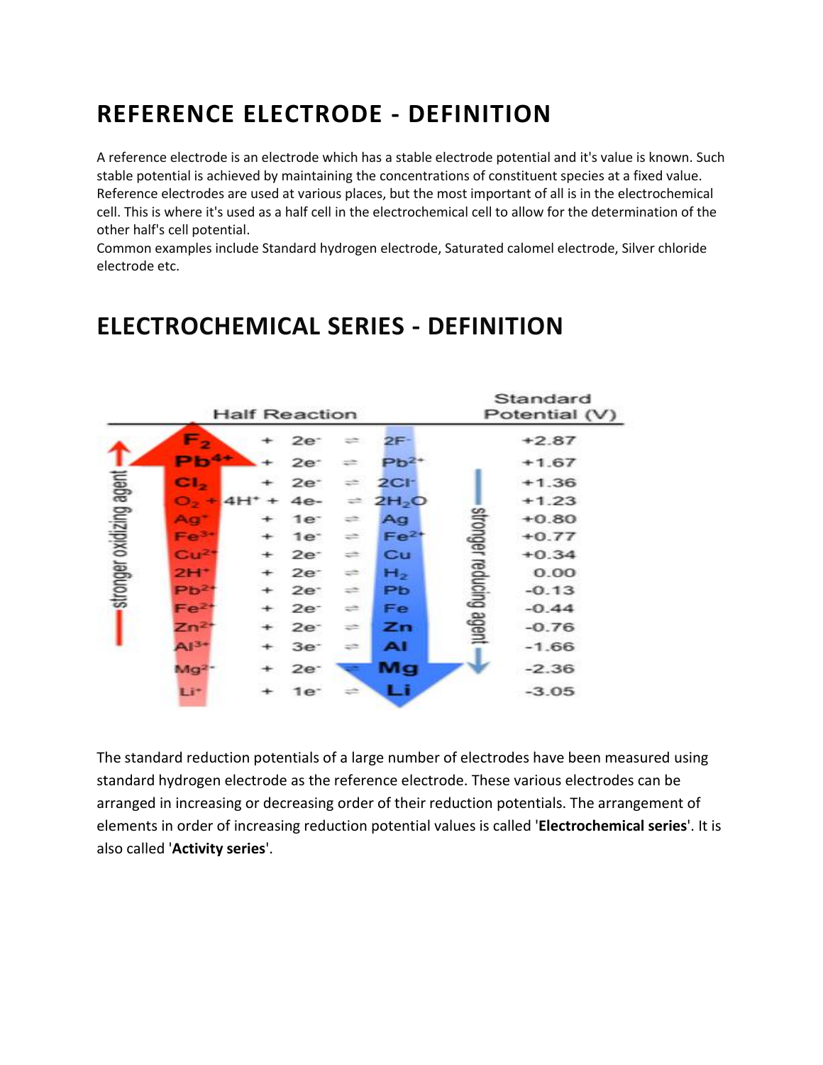# REFERENCE ELECTRODE - DEFINITION

A reference electrode is an electrode which has a stable electrode potential and it's value is known. Such stable potential is achieved by maintaining the concentrations of constituent species at a fixed value. Reference electrodes are used at various places, but the most important of all is in the electrochemical cell. This is where it's used as a half cell in the electrochemical cell to allow for the determination of the other half's cell potential.

Common examples include Standard hydrogen electrode, Saturated calomel electrode, Silver chloride electrode etc.

# ELECTROCHEMICAL SERIES - DEFINITION

| Half Reaction | Standard Potential (V) |
|---|---|
| $F_2 + 2e^- \rightleftharpoons 2F^-$ | +2.87 |
| $Pb^{4+} + 2e^- \rightleftharpoons Pb^{2+}$ | +1.67 |
| $Cl_2 + 2e^- \rightleftharpoons 2Cl^-$ | +1.36 |
| $O_2 + 4H^+ + 4e^- \rightleftharpoons 2H_2O$ | +1.23 |
| $Ag^+ + 1e^- \rightleftharpoons Ag$ | +0.80 |
| $Fe^{3+} + 1e^- \rightleftharpoons Fe^{2+}$ | +0.77 |
| $Cu^{2+} + 2e^- \rightleftharpoons Cu$ | +0.34 |
| $2H^+ + 2e^- \rightleftharpoons H_2$ | 0.00 |
| $Pb^{2+} + 2e^- \rightleftharpoons Pb$ | -0.13 |
| $Fe^{2+} + 2e^- \rightleftharpoons Fe$ | -0.44 |
| $Zn^{2+} + 2e^- \rightleftharpoons Zn$ | -0.76 |
| $Al^{3+} + 3e^- \rightleftharpoons Al$ | -1.66 |
| $Mg^{2+} + 2e^- \rightleftharpoons Mg$ | -2.36 |
| $Li^+ + 1e^- \rightleftharpoons Li$ | -3.05 |

stronger oxidizing agent

stronger reducing agent

The standard reduction potentials of a large number of electrodes have been measured using standard hydrogen electrode as the reference electrode. These various electrodes can be arranged in increasing or decreasing order of their reduction potentials. The arrangement of elements in order of increasing reduction potential values is called '**Electrochemical series**'. It is also called '**Activity series**'.